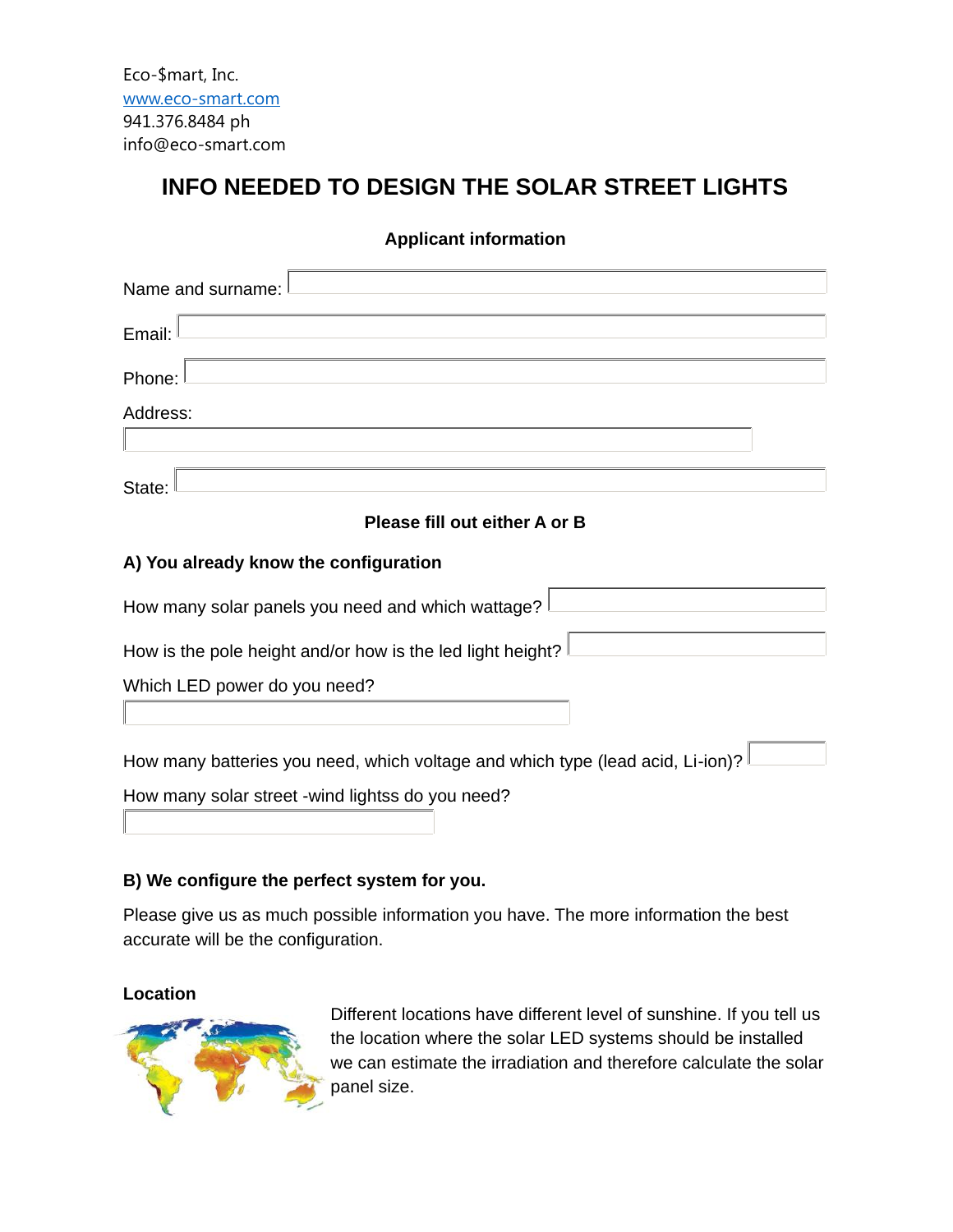Eco-$mart, Inc.
www.eco-smart.com
941.376.8484 ph
info@eco-smart.com

# INFO NEEDED TO DESIGN THE SOLAR STREET LIGHTS

**Applicant information**

Name and surname:

Email:

Phone:

Address:

State:

**Please fill out either A or B**

### A) You already know the configuration

How many solar panels you need and which wattage?

How is the pole height and/or how is the led light height?

Which LED power do you need?

How many batteries you need, which voltage and which type (lead acid, Li-ion)?

How many solar street -wind lightss do you need?

### B) We configure the perfect system for you.

Please give us as much possible information you have. The more information the best accurate will be the configuration.

**Location**

Different locations have different level of sunshine. If you tell us the location where the solar LED systems should be installed we can estimate the irradiation and therefore calculate the solar panel size.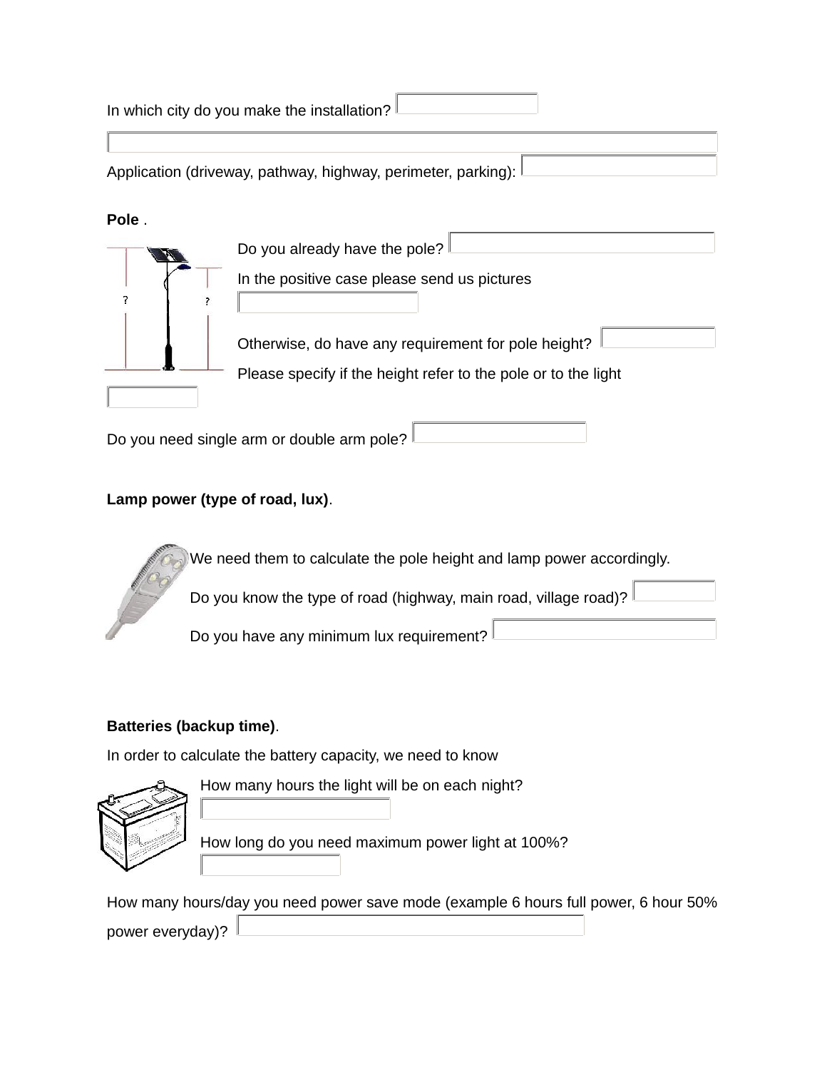In which city do you make the installation?

Application (driveway, pathway, highway, perimeter, parking):

**Pole** .

Do you already have the pole?

In the positive case please send us pictures

Otherwise, do have any requirement for pole height?

Please specify if the height refer to the pole or to the light

Do you need single arm or double arm pole?

**Lamp power (type of road, lux)**.

We need them to calculate the pole height and lamp power accordingly.

Do you know the type of road (highway, main road, village road)?

Do you have any minimum lux requirement?

**Batteries (backup time)**.

In order to calculate the battery capacity, we need to know

How many hours the light will be on each night?

How long do you need maximum power light at 100%?

How many hours/day you need power save mode (example 6 hours full power, 6 hour 50% power everyday)?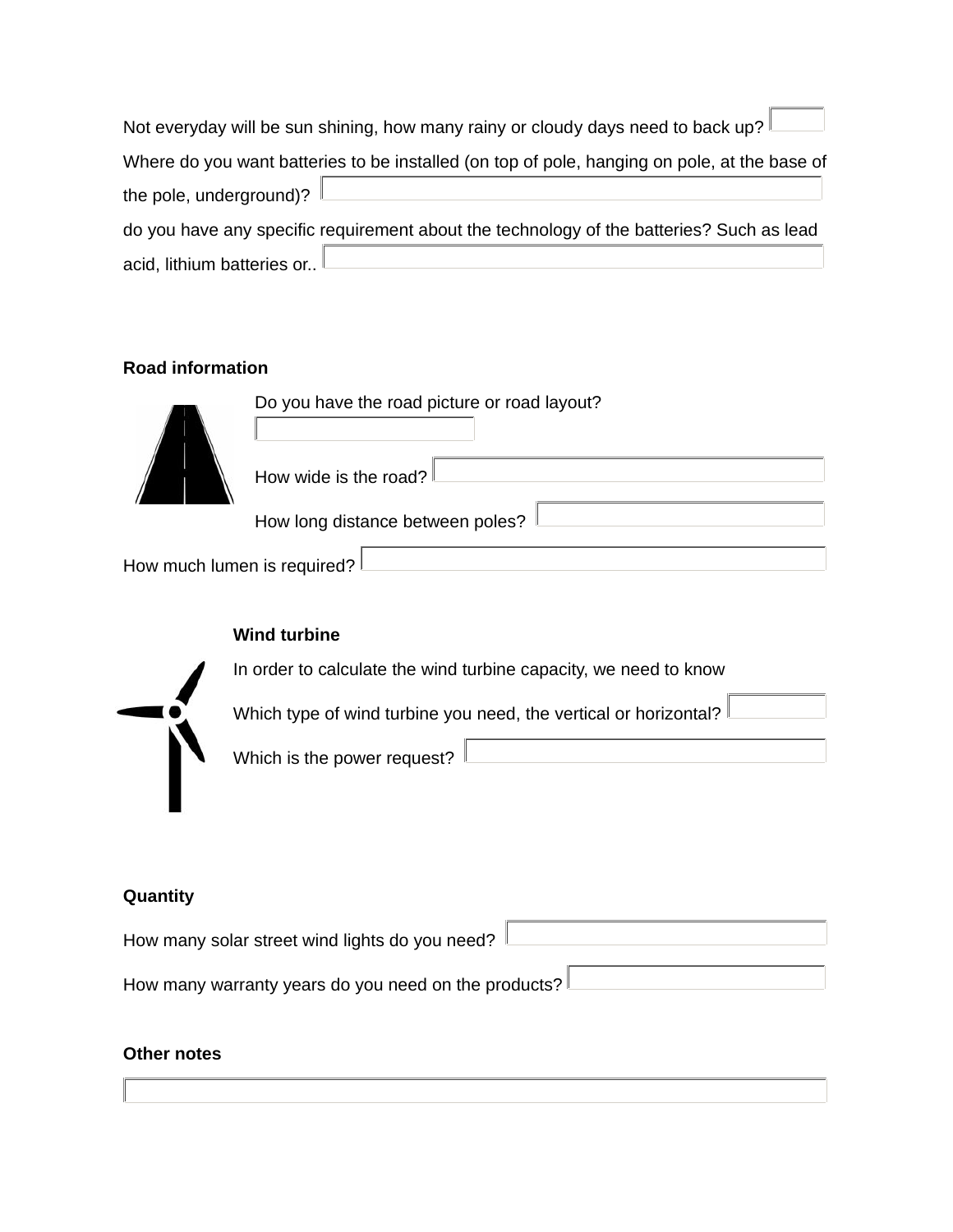Not everyday will be sun shining, how many rainy or cloudy days need to back up?

Where do you want batteries to be installed (on top of pole, hanging on pole, at the base of the pole, underground)?

do you have any specific requirement about the technology of the batteries? Such as lead acid, lithium batteries or..

**Road information**

Do you have the road picture or road layout?

How wide is the road?

How long distance between poles?

How much lumen is required?

**Wind turbine**

In order to calculate the wind turbine capacity, we need to know

Which type of wind turbine you need, the vertical or horizontal?

Which is the power request?

**Quantity**

How many solar street wind lights do you need?

How many warranty years do you need on the products?

**Other notes**